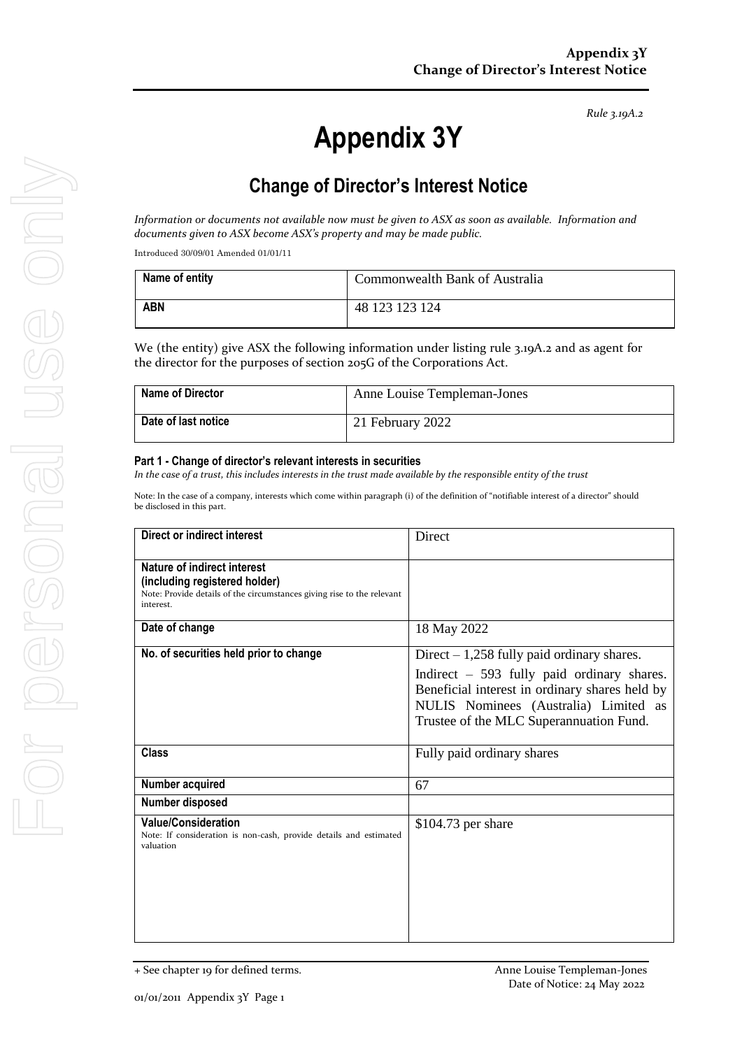*Rule 3.19A.2*

# Appendix 3Y

## Change of Director's Interest Notice

*Information or documents not available now must be given to ASX as soon as available. Information and documents given to ASX become ASX's property and may be made public.*

Introduced 30/09/01 Amended 01/01/11

| **Name of entity** | Commonwealth Bank of Australia |
|---|---|
| **ABN** | 48 123 123 124 |

We (the entity) give ASX the following information under listing rule 3.19A.2 and as agent for the director for the purposes of section 205G of the Corporations Act.

| **Name of Director** | Anne Louise Templeman-Jones |
|---|---|
| **Date of last notice** | 21 February 2022 |

**Part 1 - Change of director's relevant interests in securities**

*In the case of a trust, this includes interests in the trust made available by the responsible entity of the trust*

Note: In the case of a company, interests which come within paragraph (i) of the definition of "notifiable interest of a director" should be disclosed in this part.

| **Direct or indirect interest** | Direct |
|---|---|
| **Nature of indirect interest (including registered holder)** Note: Provide details of the circumstances giving rise to the relevant interest. | |
| **Date of change** | 18 May 2022 |
| **No. of securities held prior to change** | Direct – 1,258 fully paid ordinary shares. Indirect – 593 fully paid ordinary shares. Beneficial interest in ordinary shares held by NULIS Nominees (Australia) Limited as Trustee of the MLC Superannuation Fund. |
| **Class** | Fully paid ordinary shares |
| **Number acquired** | 67 |
| **Number disposed** | |
| **Value/Consideration** Note: If consideration is non-cash, provide details and estimated valuation | $104.73 per share |

+ See chapter 19 for defined terms.

Anne Louise Templeman-Jones
Date of Notice: 24 May 2022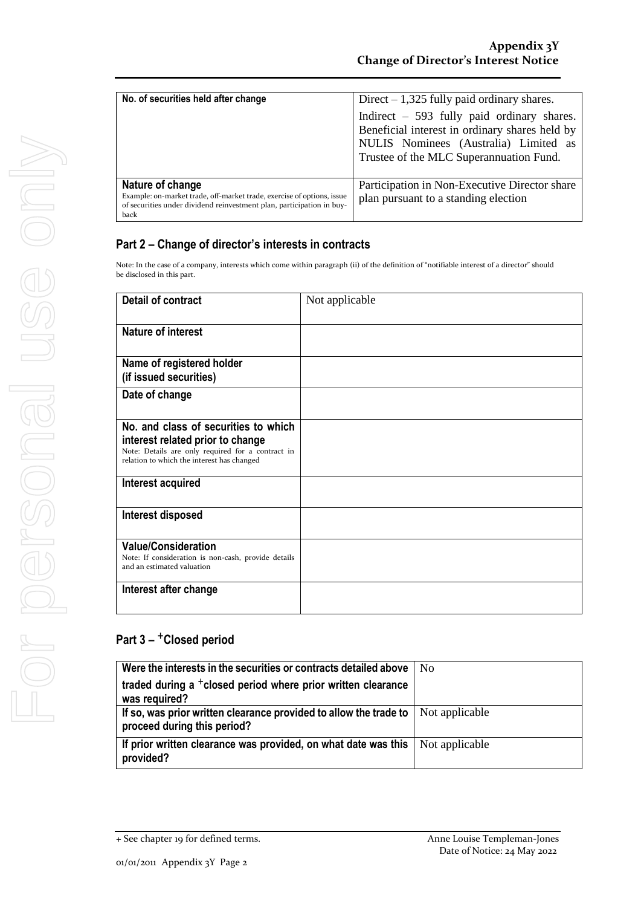| | |
|---|---|
| **No. of securities held after change** | Direct – 1,325 fully paid ordinary shares.<br>Indirect – 593 fully paid ordinary shares. Beneficial interest in ordinary shares held by NULIS Nominees (Australia) Limited as Trustee of the MLC Superannuation Fund. |
| **Nature of change**<br>Example: on-market trade, off-market trade, exercise of options, issue of securities under dividend reinvestment plan, participation in buy-back | Participation in Non-Executive Director share plan pursuant to a standing election |

## Part 2 – Change of director's interests in contracts

Note: In the case of a company, interests which come within paragraph (ii) of the definition of "notifiable interest of a director" should be disclosed in this part.

| | |
|---|---|
| **Detail of contract** | Not applicable |
| **Nature of interest** | |
| **Name of registered holder (if issued securities)** | |
| **Date of change** | |
| **No. and class of securities to which interest related prior to change**<br>Note: Details are only required for a contract in relation to which the interest has changed | |
| **Interest acquired** | |
| **Interest disposed** | |
| **Value/Consideration**<br>Note: If consideration is non-cash, provide details and an estimated valuation | |
| **Interest after change** | |

## Part 3 – +Closed period

| | |
|---|---|
| **Were the interests in the securities or contracts detailed above traded during a +closed period where prior written clearance was required?** | No |
| **If so, was prior written clearance provided to allow the trade to proceed during this period?** | Not applicable |
| **If prior written clearance was provided, on what date was this provided?** | Not applicable |

+ See chapter 19 for defined terms.

Anne Louise Templeman-Jones
Date of Notice: 24 May 2022